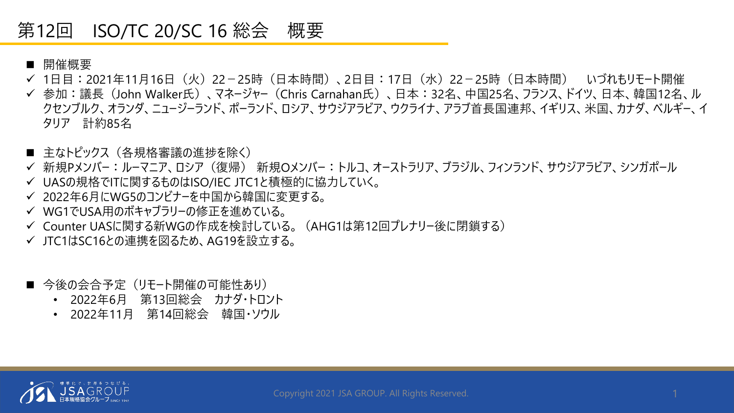# 第12回　ISO/TC 20/SC 16 総会　概要

■ 開催概要

- ✓ 1日目：2021年11月16日（火）22－25時（日本時間）、2日目：17日（水）22－25時（日本時間）　いづれもリモート開催
- ✓ 参加：議長（John Walker氏）、マネージャー（Chris Carnahan氏）、日本：32名、中国25名、フランス、ドイツ、日本、韓国12名、ルクセンブルク、オランダ、ニュージーランド、ポーランド、ロシア、サウジアラビア、ウクライナ、アラブ首長国連邦、イギリス、米国、カナダ、ベルギー、イタリア　計約85名

■ 主なトピックス（各規格審議の進捗を除く）

- ✓ 新規Pメンバー：ルーマニア、ロシア（復帰）　新規Oメンバー：トルコ、オーストラリア、ブラジル、フィンランド、サウジアラビア、シンガポール
- ✓ UASの規格でITに関するものはISO/IEC JTC1と積極的に協力していく。
- ✓ 2022年6月にWG5のコンビナーを中国から韓国に変更する。
- ✓ WG1でUSA用のボキャブラリーの修正を進めている。
- ✓ Counter UASに関する新WGの作成を検討している。（AHG1は第12回プレナリー後に閉鎖する）
- ✓ JTC1はSC16との連携を図るため、AG19を設立する。

■ 今後の会合予定（リモート開催の可能性あり）

- 2022年6月　第13回総会　カナダ・トロント
- 2022年11月　第14回総会　韓国・ソウル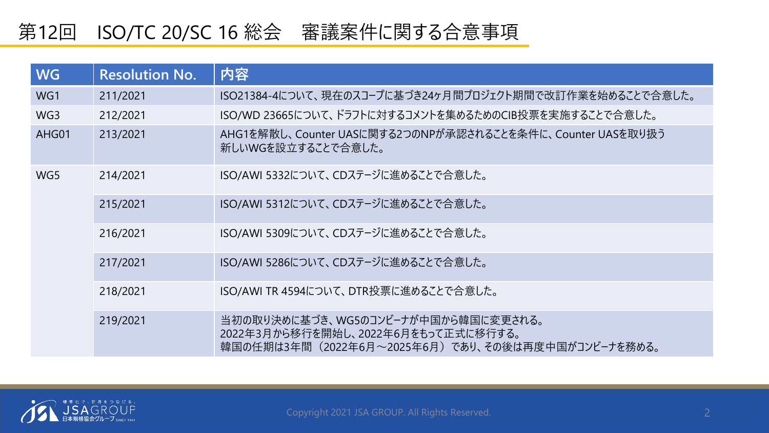# 第12回　ISO/TC 20/SC 16 総会　審議案件に関する合意事項

| WG | Resolution No. | 内容 |
|---|---|---|
| WG1 | 211/2021 | ISO21384-4について、現在のスコープに基づき24ヶ月間プロジェクト期間で改訂作業を始めることで合意した。 |
| WG3 | 212/2021 | ISO/WD 23665について、ドラフトに対するコメントを集めるためのCIB投票を実施することで合意した。 |
| AHG01 | 213/2021 | AHG1を解散し、Counter UASに関する2つのNPが承認されることを条件に、Counter UASを取り扱う新しいWGを設立することで合意した。 |
| WG5 | 214/2021 | ISO/AWI 5332について、CDステージに進めることで合意した。 |
| | 215/2021 | ISO/AWI 5312について、CDステージに進めることで合意した。 |
| | 216/2021 | ISO/AWI 5309について、CDステージに進めることで合意した。 |
| | 217/2021 | ISO/AWI 5286について、CDステージに進めることで合意した。 |
| | 218/2021 | ISO/AWI TR 4594について、DTR投票に進めることで合意した。 |
| | 219/2021 | 当初の取り決めに基づき、WG5のコンビーナが中国から韓国に変更される。<br>2022年3月から移行を開始し、2022年6月をもって正式に移行する。<br>韓国の任期は3年間（2022年6月～2025年6月）であり、その後は再度中国がコンビーナを務める。 |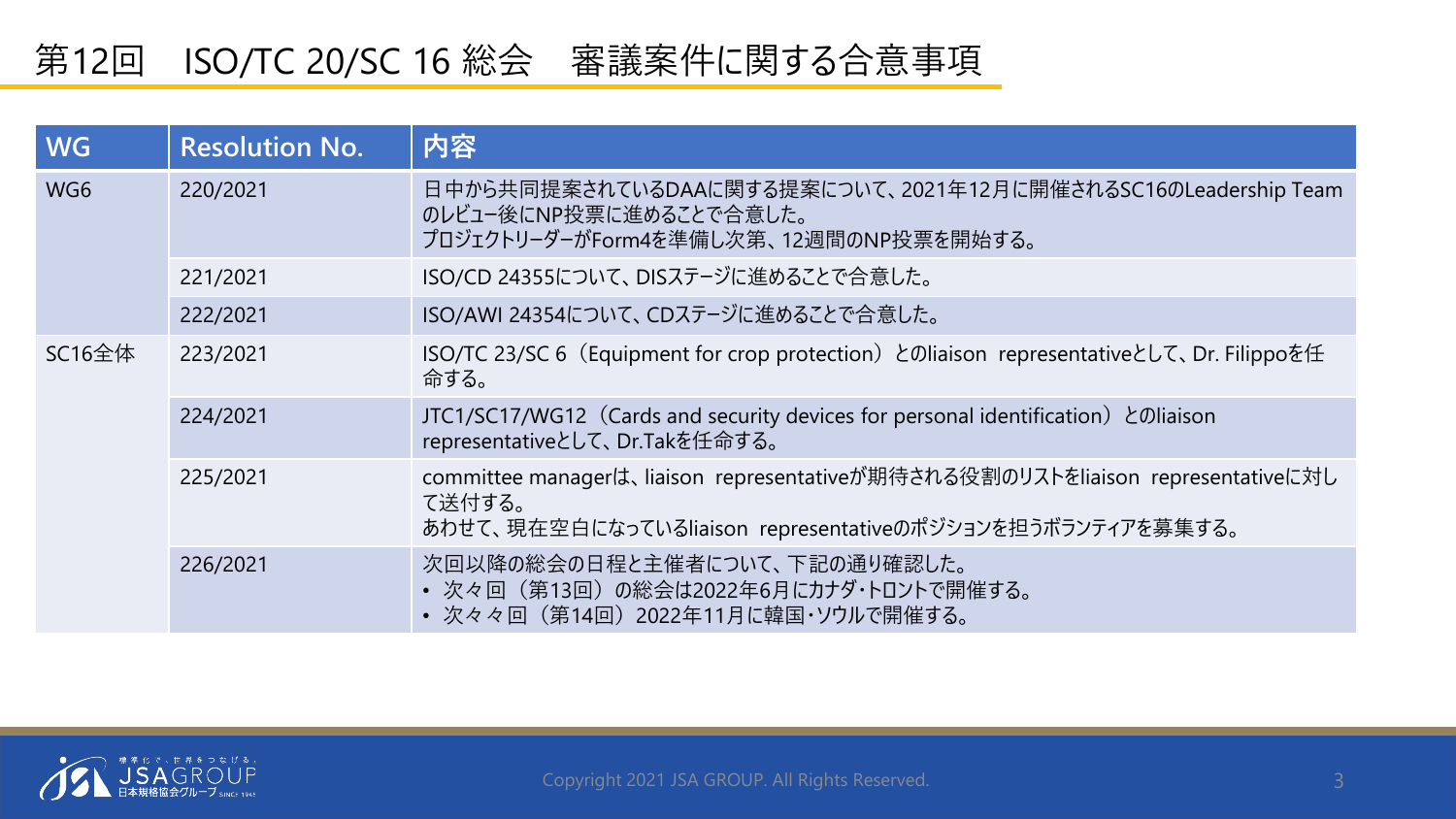# 第12回　ISO/TC 20/SC 16 総会　審議案件に関する合意事項

| WG | Resolution No. | 内容 |
|---|---|---|
| WG6 | 220/2021 | 日中から共同提案されているDAAに関する提案について、2021年12月に開催されるSC16のLeadership Teamのレビュー後にNP投票に進めることで合意した。<br>プロジェクトリーダーがForm4を準備し次第、12週間のNP投票を開始する。 |
| | 221/2021 | ISO/CD 24355について、DISステージに進めることで合意した。 |
| | 222/2021 | ISO/AWI 24354について、CDステージに進めることで合意した。 |
| SC16全体 | 223/2021 | ISO/TC 23/SC 6（Equipment for crop protection）とのliaison representativeとして、Dr. Filippoを任命する。 |
| | 224/2021 | JTC1/SC17/WG12（Cards and security devices for personal identification）とのliaison representativeとして、Dr.Takを任命する。 |
| | 225/2021 | committee managerは、liaison representativeが期待される役割のリストをliaison representativeに対して送付する。<br>あわせて、現在空白になっているliaison representativeのポジションを担うボランティアを募集する。 |
| | 226/2021 | 次回以降の総会の日程と主催者について、下記の通り確認した。<br>• 次々回（第13回）の総会は2022年6月にカナダ･トロントで開催する。<br>• 次々々回（第14回）2022年11月に韓国･ソウルで開催する。 |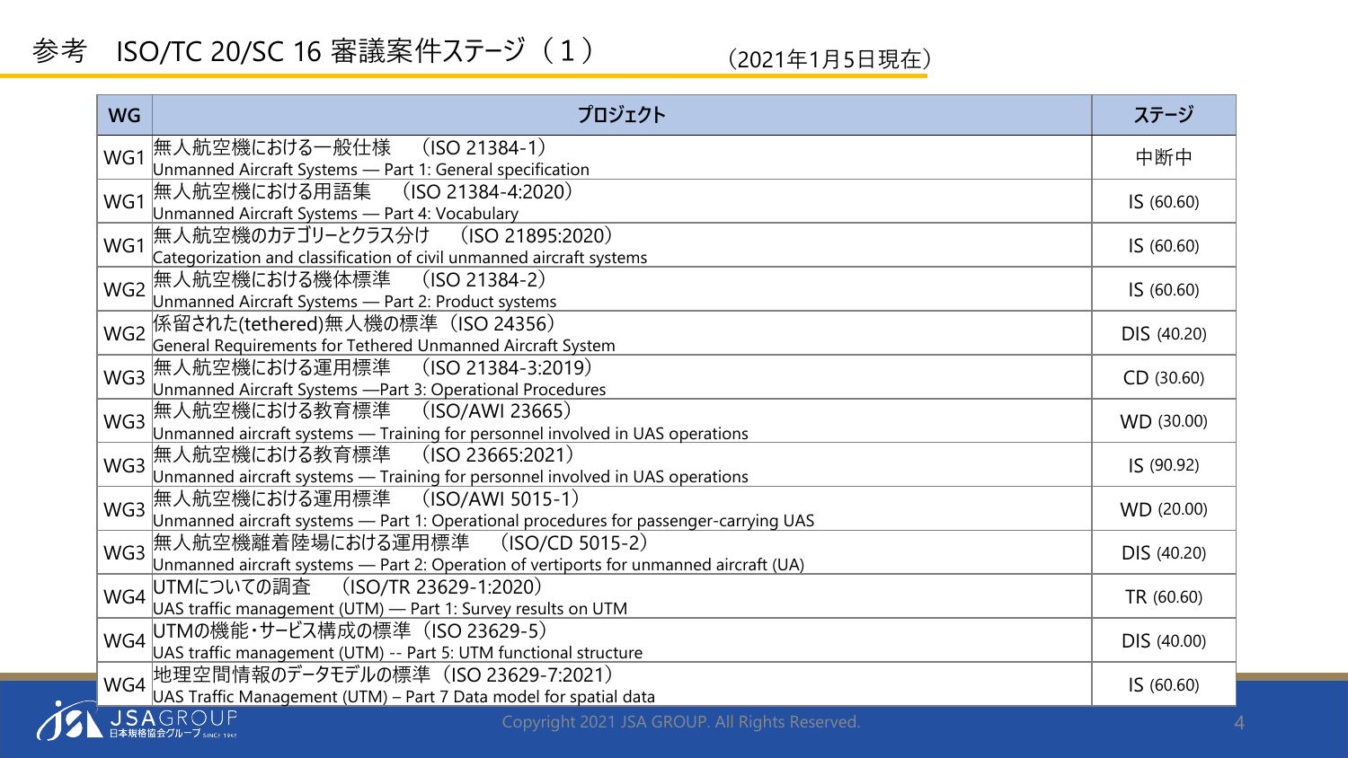# 参考　ISO/TC 20/SC 16 審議案件ステージ（１）

（2021年1月5日現在）

| WG | プロジェクト | ステージ |
|---|---|---|
| WG1 | 無人航空機における一般仕様　（ISO 21384-1）<br>Unmanned Aircraft Systems — Part 1: General specification | 中断中 |
| WG1 | 無人航空機における用語集　（ISO 21384-4:2020）<br>Unmanned Aircraft Systems — Part 4: Vocabulary | IS (60.60) |
| WG1 | 無人航空機のカテゴリーとクラス分け　（ISO 21895:2020）<br>Categorization and classification of civil unmanned aircraft systems | IS (60.60) |
| WG2 | 無人航空機における機体標準　（ISO 21384-2）<br>Unmanned Aircraft Systems — Part 2: Product systems | IS (60.60) |
| WG2 | 係留された(tethered)無人機の標準（ISO 24356）<br>General Requirements for Tethered Unmanned Aircraft System | DIS (40.20) |
| WG3 | 無人航空機における運用標準　（ISO 21384-3:2019）<br>Unmanned Aircraft Systems —Part 3: Operational Procedures | CD (30.60) |
| WG3 | 無人航空機における教育標準　（ISO/AWI 23665）<br>Unmanned aircraft systems — Training for personnel involved in UAS operations | WD (30.00) |
| WG3 | 無人航空機における教育標準　（ISO 23665:2021）<br>Unmanned aircraft systems — Training for personnel involved in UAS operations | IS (90.92) |
| WG3 | 無人航空機における運用標準　（ISO/AWI 5015-1）<br>Unmanned aircraft systems — Part 1: Operational procedures for passenger-carrying UAS | WD (20.00) |
| WG3 | 無人航空機離着陸場における運用標準　（ISO/CD 5015-2）<br>Unmanned aircraft systems — Part 2: Operation of vertiports for unmanned aircraft (UA) | DIS (40.20) |
| WG4 | UTMについての調査　（ISO/TR 23629-1:2020）<br>UAS traffic management (UTM) — Part 1: Survey results on UTM | TR (60.60) |
| WG4 | UTMの機能・サービス構成の標準（ISO 23629-5）<br>UAS traffic management (UTM) -- Part 5: UTM functional structure | DIS (40.00) |
| WG4 | 地理空間情報のデータモデルの標準（ISO 23629-7:2021）<br>UAS Traffic Management (UTM) – Part 7 Data model for spatial data | IS (60.60) |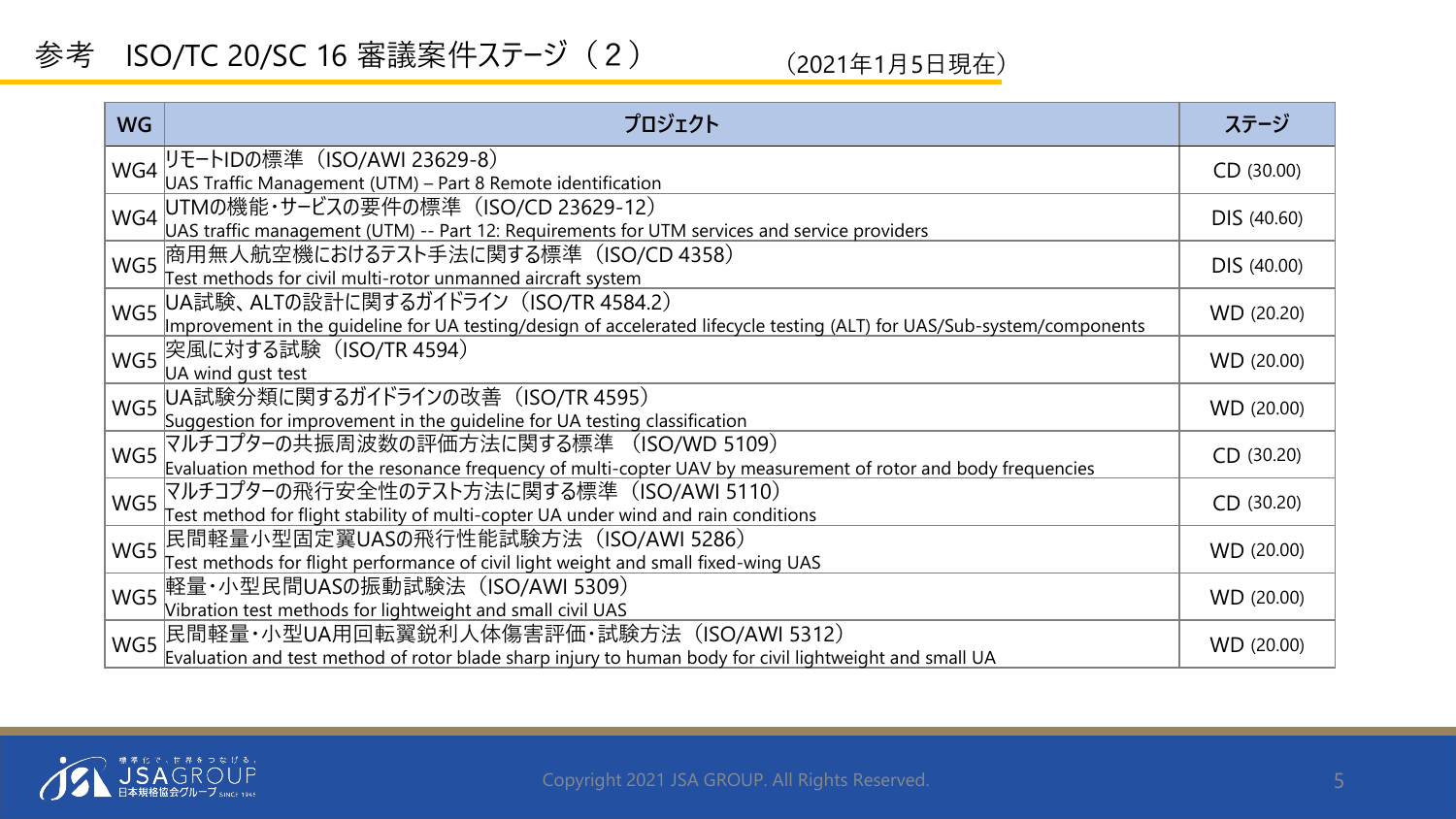# 参考　ISO/TC 20/SC 16 審議案件ステージ（２）

（2021年1月5日現在）

| WG | プロジェクト | ステージ |
|---|---|---|
| WG4 | リモートIDの標準（ISO/AWI 23629-8）<br>UAS Traffic Management (UTM) – Part 8 Remote identification | CD (30.00) |
| WG4 | UTMの機能・サービスの要件の標準（ISO/CD 23629-12）<br>UAS traffic management (UTM) -- Part 12: Requirements for UTM services and service providers | DIS (40.60) |
| WG5 | 商用無人航空機におけるテスト手法に関する標準（ISO/CD 4358）<br>Test methods for civil multi-rotor unmanned aircraft system | DIS (40.00) |
| WG5 | UA試験、ALTの設計に関するガイドライン（ISO/TR 4584.2）<br>Improvement in the guideline for UA testing/design of accelerated lifecycle testing (ALT) for UAS/Sub-system/components | WD (20.20) |
| WG5 | 突風に対する試験（ISO/TR 4594）<br>UA wind gust test | WD (20.00) |
| WG5 | UA試験分類に関するガイドラインの改善（ISO/TR 4595）<br>Suggestion for improvement in the guideline for UA testing classification | WD (20.00) |
| WG5 | マルチコプターの共振周波数の評価方法に関する標準 （ISO/WD 5109）<br>Evaluation method for the resonance frequency of multi-copter UAV by measurement of rotor and body frequencies | CD (30.20) |
| WG5 | マルチコプターの飛行安全性のテスト方法に関する標準（ISO/AWI 5110）<br>Test method for flight stability of multi-copter UA under wind and rain conditions | CD (30.20) |
| WG5 | 民間軽量小型固定翼UASの飛行性能試験方法（ISO/AWI 5286）<br>Test methods for flight performance of civil light weight and small fixed-wing UAS | WD (20.00) |
| WG5 | 軽量・小型民間UASの振動試験法（ISO/AWI 5309）<br>Vibration test methods for lightweight and small civil UAS | WD (20.00) |
| WG5 | 民間軽量・小型UA用回転翼鋭利人体傷害評価・試験方法（ISO/AWI 5312）<br>Evaluation and test method of rotor blade sharp injury to human body for civil lightweight and small UA | WD (20.00) |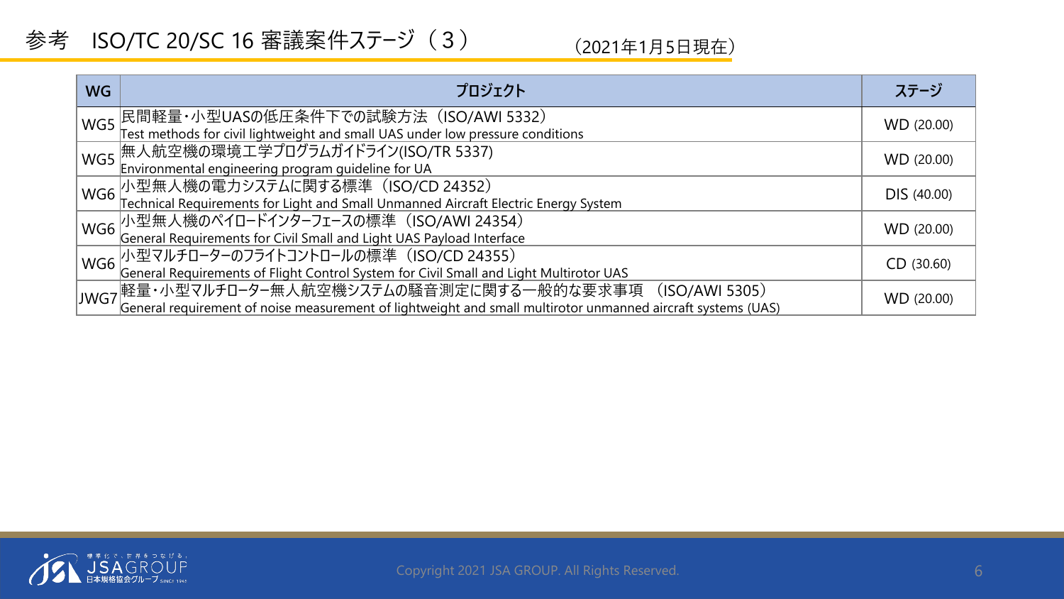# 参考　ISO/TC 20/SC 16 審議案件ステージ（３）

（2021年1月5日現在）

| WG | プロジェクト | ステージ |
|---|---|---|
| WG5 | 民間軽量・小型UASの低圧条件下での試験方法（ISO/AWI 5332）<br>Test methods for civil lightweight and small UAS under low pressure conditions | WD (20.00) |
| WG5 | 無人航空機の環境工学プログラムガイドライン(ISO/TR 5337)<br>Environmental engineering program guideline for UA | WD (20.00) |
| WG6 | 小型無人機の電力システムに関する標準（ISO/CD 24352）<br>Technical Requirements for Light and Small Unmanned Aircraft Electric Energy System | DIS (40.00) |
| WG6 | 小型無人機のペイロードインターフェースの標準（ISO/AWI 24354）<br>General Requirements for Civil Small and Light UAS Payload Interface | WD (20.00) |
| WG6 | 小型マルチローターのフライトコントロールの標準（ISO/CD 24355）<br>General Requirements of Flight Control System for Civil Small and Light Multirotor UAS | CD (30.60) |
| JWG7 | 軽量・小型マルチローター無人航空機システムの騒音測定に関する一般的な要求事項　(ISO/AWI 5305）<br>General requirement of noise measurement of lightweight and small multirotor unmanned aircraft systems (UAS) | WD (20.00) |

Copyright 2021 JSA GROUP. All Rights Reserved.